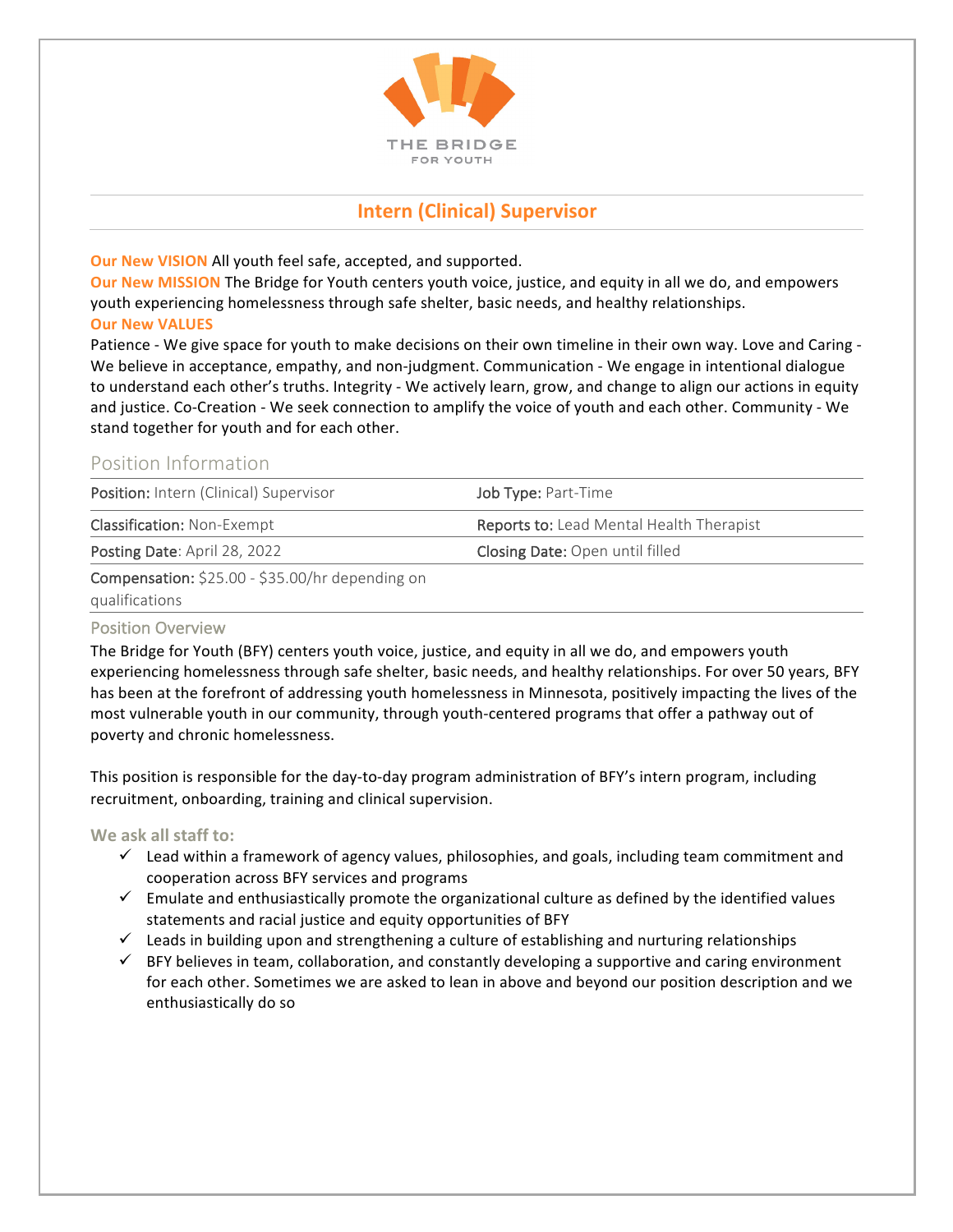THE BRIDGE FOR YOUTH

# Intern (Clinical) Supervisor

**Our New VISION** All youth feel safe, accepted, and supported.
**Our New MISSION** The Bridge for Youth centers youth voice, justice, and equity in all we do, and empowers youth experiencing homelessness through safe shelter, basic needs, and healthy relationships.
**Our New VALUES**
Patience - We give space for youth to make decisions on their own timeline in their own way. Love and Caring - We believe in acceptance, empathy, and non-judgment. Communication - We engage in intentional dialogue to understand each other's truths. Integrity - We actively learn, grow, and change to align our actions in equity and justice. Co-Creation - We seek connection to amplify the voice of youth and each other. Community - We stand together for youth and for each other.

## Position Information

| | |
|---|---|
| **Position:** Intern (Clinical) Supervisor | **Job Type:** Part-Time |
| **Classification:** Non-Exempt | **Reports to:** Lead Mental Health Therapist |
| **Posting Date**: April 28, 2022 | **Closing Date:** Open until filled |
| **Compensation:** $25.00 - $35.00/hr depending on qualifications | |

### Position Overview

The Bridge for Youth (BFY) centers youth voice, justice, and equity in all we do, and empowers youth experiencing homelessness through safe shelter, basic needs, and healthy relationships. For over 50 years, BFY has been at the forefront of addressing youth homelessness in Minnesota, positively impacting the lives of the most vulnerable youth in our community, through youth-centered programs that offer a pathway out of poverty and chronic homelessness.

This position is responsible for the day-to-day program administration of BFY's intern program, including recruitment, onboarding, training and clinical supervision.

**We ask all staff to:**

- ✓ Lead within a framework of agency values, philosophies, and goals, including team commitment and cooperation across BFY services and programs
- ✓ Emulate and enthusiastically promote the organizational culture as defined by the identified values statements and racial justice and equity opportunities of BFY
- ✓ Leads in building upon and strengthening a culture of establishing and nurturing relationships
- ✓ BFY believes in team, collaboration, and constantly developing a supportive and caring environment for each other. Sometimes we are asked to lean in above and beyond our position description and we enthusiastically do so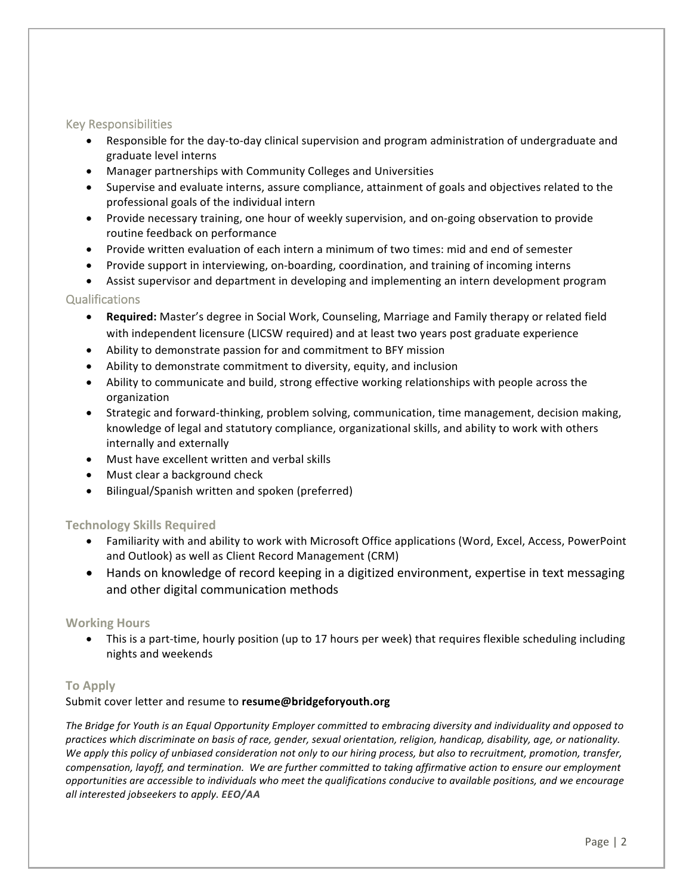## Key Responsibilities

- Responsible for the day-to-day clinical supervision and program administration of undergraduate and graduate level interns
- Manager partnerships with Community Colleges and Universities
- Supervise and evaluate interns, assure compliance, attainment of goals and objectives related to the professional goals of the individual intern
- Provide necessary training, one hour of weekly supervision, and on-going observation to provide routine feedback on performance
- Provide written evaluation of each intern a minimum of two times: mid and end of semester
- Provide support in interviewing, on-boarding, coordination, and training of incoming interns
- Assist supervisor and department in developing and implementing an intern development program

## Qualifications

- **Required:** Master's degree in Social Work, Counseling, Marriage and Family therapy or related field with independent licensure (LICSW required) and at least two years post graduate experience
- Ability to demonstrate passion for and commitment to BFY mission
- Ability to demonstrate commitment to diversity, equity, and inclusion
- Ability to communicate and build, strong effective working relationships with people across the organization
- Strategic and forward-thinking, problem solving, communication, time management, decision making, knowledge of legal and statutory compliance, organizational skills, and ability to work with others internally and externally
- Must have excellent written and verbal skills
- Must clear a background check
- Bilingual/Spanish written and spoken (preferred)

## Technology Skills Required

- Familiarity with and ability to work with Microsoft Office applications (Word, Excel, Access, PowerPoint and Outlook) as well as Client Record Management (CRM)
- Hands on knowledge of record keeping in a digitized environment, expertise in text messaging and other digital communication methods

## Working Hours

- This is a part-time, hourly position (up to 17 hours per week) that requires flexible scheduling including nights and weekends

## To Apply

Submit cover letter and resume to **resume@bridgeforyouth.org**

*The Bridge for Youth is an Equal Opportunity Employer committed to embracing diversity and individuality and opposed to practices which discriminate on basis of race, gender, sexual orientation, religion, handicap, disability, age, or nationality. We apply this policy of unbiased consideration not only to our hiring process, but also to recruitment, promotion, transfer, compensation, layoff, and termination. We are further committed to taking affirmative action to ensure our employment opportunities are accessible to individuals who meet the qualifications conducive to available positions, and we encourage all interested jobseekers to apply.* ***EEO/AA***